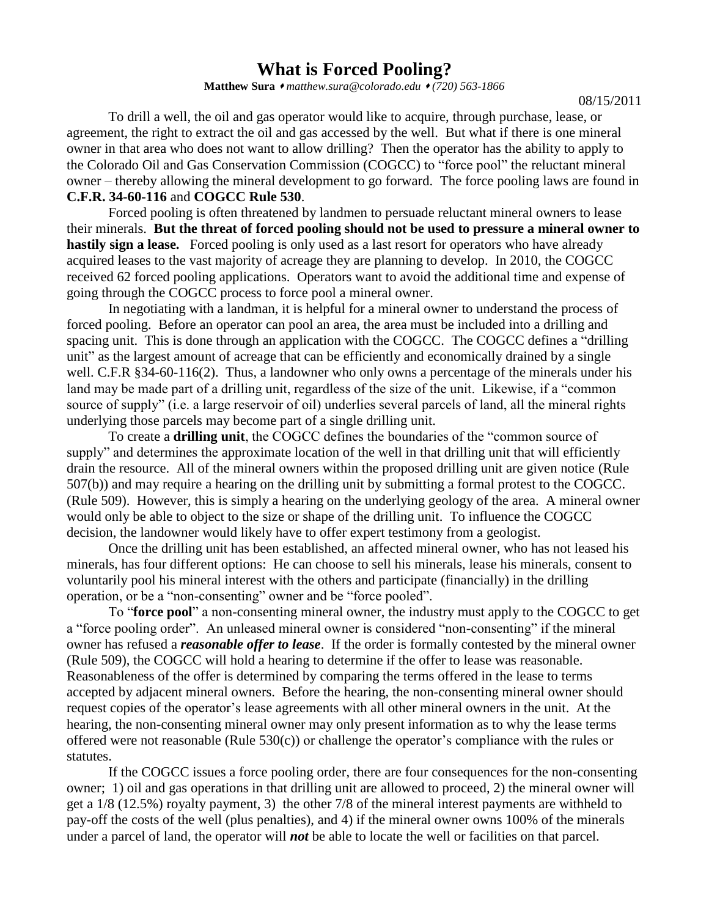# What is Forced Pooling?

**Matthew Sura** ⬩ *matthew.sura@colorado.edu* ⬩ *(720) 563-1866*

08/15/2011

To drill a well, the oil and gas operator would like to acquire, through purchase, lease, or agreement, the right to extract the oil and gas accessed by the well. But what if there is one mineral owner in that area who does not want to allow drilling? Then the operator has the ability to apply to the Colorado Oil and Gas Conservation Commission (COGCC) to "force pool" the reluctant mineral owner – thereby allowing the mineral development to go forward. The force pooling laws are found in **C.F.R. 34-60-116** and **COGCC Rule 530**.

Forced pooling is often threatened by landmen to persuade reluctant mineral owners to lease their minerals. **But the threat of forced pooling should not be used to pressure a mineral owner to hastily sign a lease.** Forced pooling is only used as a last resort for operators who have already acquired leases to the vast majority of acreage they are planning to develop. In 2010, the COGCC received 62 forced pooling applications. Operators want to avoid the additional time and expense of going through the COGCC process to force pool a mineral owner.

In negotiating with a landman, it is helpful for a mineral owner to understand the process of forced pooling. Before an operator can pool an area, the area must be included into a drilling and spacing unit. This is done through an application with the COGCC. The COGCC defines a "drilling unit" as the largest amount of acreage that can be efficiently and economically drained by a single well. C.F.R §34-60-116(2). Thus, a landowner who only owns a percentage of the minerals under his land may be made part of a drilling unit, regardless of the size of the unit. Likewise, if a "common source of supply" (i.e. a large reservoir of oil) underlies several parcels of land, all the mineral rights underlying those parcels may become part of a single drilling unit.

To create a **drilling unit**, the COGCC defines the boundaries of the "common source of supply" and determines the approximate location of the well in that drilling unit that will efficiently drain the resource. All of the mineral owners within the proposed drilling unit are given notice (Rule 507(b)) and may require a hearing on the drilling unit by submitting a formal protest to the COGCC. (Rule 509). However, this is simply a hearing on the underlying geology of the area. A mineral owner would only be able to object to the size or shape of the drilling unit. To influence the COGCC decision, the landowner would likely have to offer expert testimony from a geologist.

Once the drilling unit has been established, an affected mineral owner, who has not leased his minerals, has four different options: He can choose to sell his minerals, lease his minerals, consent to voluntarily pool his mineral interest with the others and participate (financially) in the drilling operation, or be a "non-consenting" owner and be "force pooled".

To "**force pool**" a non-consenting mineral owner, the industry must apply to the COGCC to get a "force pooling order". An unleased mineral owner is considered "non-consenting" if the mineral owner has refused a ***reasonable offer to lease***. If the order is formally contested by the mineral owner (Rule 509), the COGCC will hold a hearing to determine if the offer to lease was reasonable. Reasonableness of the offer is determined by comparing the terms offered in the lease to terms accepted by adjacent mineral owners. Before the hearing, the non-consenting mineral owner should request copies of the operator's lease agreements with all other mineral owners in the unit. At the hearing, the non-consenting mineral owner may only present information as to why the lease terms offered were not reasonable (Rule 530(c)) or challenge the operator's compliance with the rules or statutes.

If the COGCC issues a force pooling order, there are four consequences for the non-consenting owner; 1) oil and gas operations in that drilling unit are allowed to proceed, 2) the mineral owner will get a 1/8 (12.5%) royalty payment, 3) the other 7/8 of the mineral interest payments are withheld to pay-off the costs of the well (plus penalties), and 4) if the mineral owner owns 100% of the minerals under a parcel of land, the operator will ***not*** be able to locate the well or facilities on that parcel.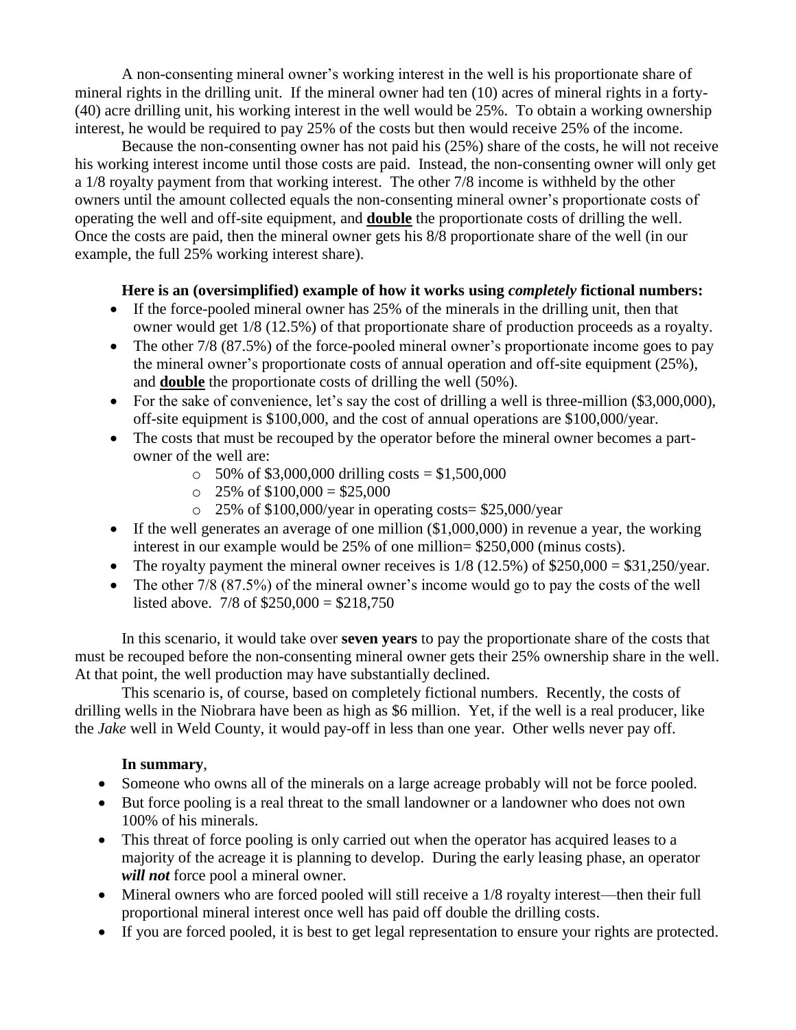A non-consenting mineral owner's working interest in the well is his proportionate share of mineral rights in the drilling unit. If the mineral owner had ten (10) acres of mineral rights in a forty- (40) acre drilling unit, his working interest in the well would be 25%. To obtain a working ownership interest, he would be required to pay 25% of the costs but then would receive 25% of the income.

Because the non-consenting owner has not paid his (25%) share of the costs, he will not receive his working interest income until those costs are paid. Instead, the non-consenting owner will only get a 1/8 royalty payment from that working interest. The other 7/8 income is withheld by the other owners until the amount collected equals the non-consenting mineral owner's proportionate costs of operating the well and off-site equipment, and **<u>double</u>** the proportionate costs of drilling the well. Once the costs are paid, then the mineral owner gets his 8/8 proportionate share of the well (in our example, the full 25% working interest share).

**Here is an (oversimplified) example of how it works using *completely* fictional numbers:**

- If the force-pooled mineral owner has 25% of the minerals in the drilling unit, then that owner would get 1/8 (12.5%) of that proportionate share of production proceeds as a royalty.
- The other 7/8 (87.5%) of the force-pooled mineral owner's proportionate income goes to pay the mineral owner's proportionate costs of annual operation and off-site equipment (25%), and **<u>double</u>** the proportionate costs of drilling the well (50%).
- For the sake of convenience, let's say the cost of drilling a well is three-million ($3,000,000), off-site equipment is $100,000, and the cost of annual operations are $100,000/year.
- The costs that must be recouped by the operator before the mineral owner becomes a part-owner of the well are:
  - 50% of $3,000,000 drilling costs = $1,500,000
  - 25% of $100,000 = $25,000
  - 25% of $100,000/year in operating costs= $25,000/year
- If the well generates an average of one million ($1,000,000) in revenue a year, the working interest in our example would be 25% of one million= $250,000 (minus costs).
- The royalty payment the mineral owner receives is 1/8 (12.5%) of $250,000 = $31,250/year.
- The other 7/8 (87.5%) of the mineral owner's income would go to pay the costs of the well listed above. 7/8 of $250,000 = $218,750

In this scenario, it would take over **seven years** to pay the proportionate share of the costs that must be recouped before the non-consenting mineral owner gets their 25% ownership share in the well. At that point, the well production may have substantially declined.

This scenario is, of course, based on completely fictional numbers. Recently, the costs of drilling wells in the Niobrara have been as high as $6 million. Yet, if the well is a real producer, like the *Jake* well in Weld County, it would pay-off in less than one year. Other wells never pay off.

**In summary**,

- Someone who owns all of the minerals on a large acreage probably will not be force pooled.
- But force pooling is a real threat to the small landowner or a landowner who does not own 100% of his minerals.
- This threat of force pooling is only carried out when the operator has acquired leases to a majority of the acreage it is planning to develop. During the early leasing phase, an operator ***will not*** force pool a mineral owner.
- Mineral owners who are forced pooled will still receive a 1/8 royalty interest—then their full proportional mineral interest once well has paid off double the drilling costs.
- If you are forced pooled, it is best to get legal representation to ensure your rights are protected.